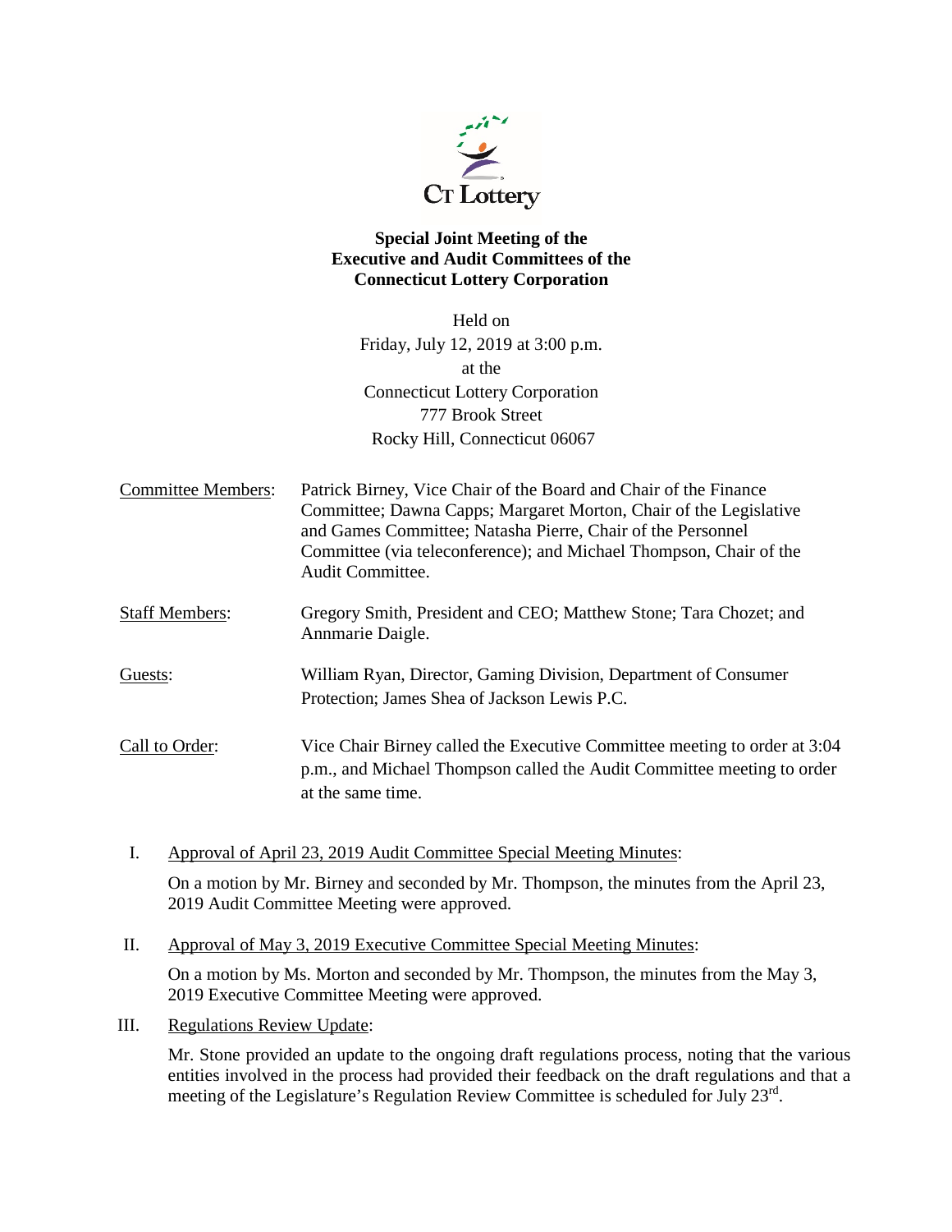**Special Joint Meeting of the**
**Executive and Audit Committees of the**
**Connecticut Lottery Corporation**

Held on
Friday, July 12, 2019 at 3:00 p.m.
at the
Connecticut Lottery Corporation
777 Brook Street
Rocky Hill, Connecticut 06067

Committee Members: Patrick Birney, Vice Chair of the Board and Chair of the Finance Committee; Dawna Capps; Margaret Morton, Chair of the Legislative and Games Committee; Natasha Pierre, Chair of the Personnel Committee (via teleconference); and Michael Thompson, Chair of the Audit Committee.

Staff Members: Gregory Smith, President and CEO; Matthew Stone; Tara Chozet; and Annmarie Daigle.

Guests: William Ryan, Director, Gaming Division, Department of Consumer Protection; James Shea of Jackson Lewis P.C.

Call to Order: Vice Chair Birney called the Executive Committee meeting to order at 3:04 p.m., and Michael Thompson called the Audit Committee meeting to order at the same time.

I. Approval of April 23, 2019 Audit Committee Special Meeting Minutes:

On a motion by Mr. Birney and seconded by Mr. Thompson, the minutes from the April 23, 2019 Audit Committee Meeting were approved.

II. Approval of May 3, 2019 Executive Committee Special Meeting Minutes:

On a motion by Ms. Morton and seconded by Mr. Thompson, the minutes from the May 3, 2019 Executive Committee Meeting were approved.

III. Regulations Review Update:

Mr. Stone provided an update to the ongoing draft regulations process, noting that the various entities involved in the process had provided their feedback on the draft regulations and that a meeting of the Legislature's Regulation Review Committee is scheduled for July 23rd.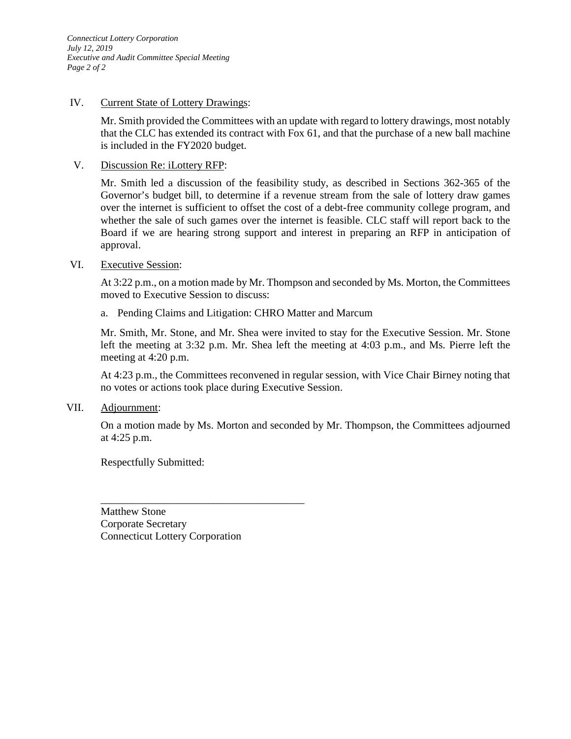IV. Current State of Lottery Drawings:

Mr. Smith provided the Committees with an update with regard to lottery drawings, most notably that the CLC has extended its contract with Fox 61, and that the purchase of a new ball machine is included in the FY2020 budget.

V. Discussion Re: iLottery RFP:

Mr. Smith led a discussion of the feasibility study, as described in Sections 362-365 of the Governor's budget bill, to determine if a revenue stream from the sale of lottery draw games over the internet is sufficient to offset the cost of a debt-free community college program, and whether the sale of such games over the internet is feasible. CLC staff will report back to the Board if we are hearing strong support and interest in preparing an RFP in anticipation of approval.

VI. Executive Session:

At 3:22 p.m., on a motion made by Mr. Thompson and seconded by Ms. Morton, the Committees moved to Executive Session to discuss:

a. Pending Claims and Litigation: CHRO Matter and Marcum

Mr. Smith, Mr. Stone, and Mr. Shea were invited to stay for the Executive Session. Mr. Stone left the meeting at 3:32 p.m. Mr. Shea left the meeting at 4:03 p.m., and Ms. Pierre left the meeting at 4:20 p.m.

At 4:23 p.m., the Committees reconvened in regular session, with Vice Chair Birney noting that no votes or actions took place during Executive Session.

VII. Adjournment:

On a motion made by Ms. Morton and seconded by Mr. Thompson, the Committees adjourned at 4:25 p.m.

Respectfully Submitted:

\_\_\_\_\_\_\_\_\_\_\_\_\_\_\_\_\_\_\_\_\_\_\_\_\_\_\_\_\_\_\_\_\_\_\_\_\_\_

Matthew Stone
Corporate Secretary
Connecticut Lottery Corporation